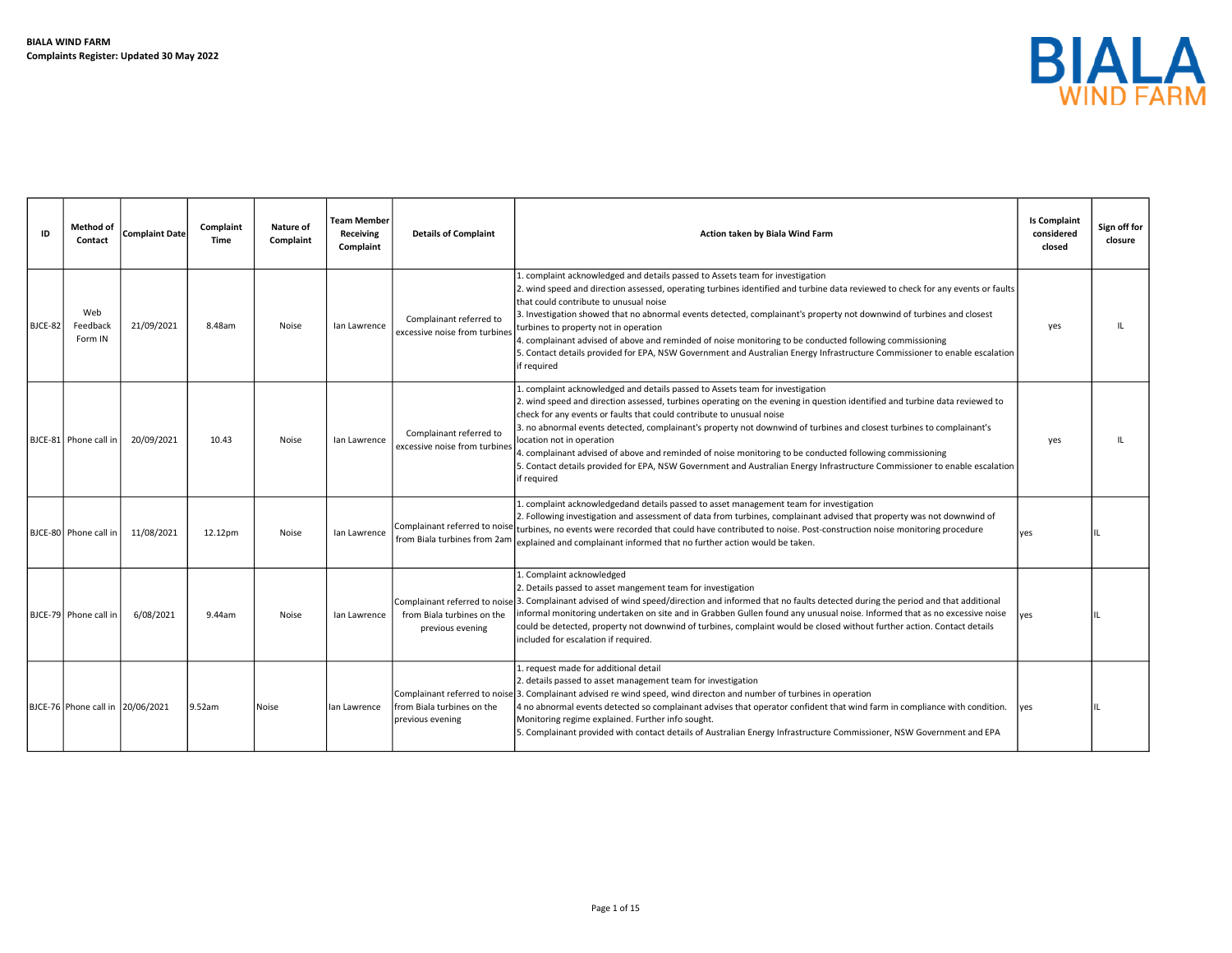**BIALA WIND FARM**
**Complaints Register: Updated 30 May 2022**

BIALA WIND FARM

| ID | Method of Contact | Complaint Date | Complaint Time | Nature of Complaint | Team Member Receiving Complaint | Details of Complaint | Action taken by Biala Wind Farm | Is Complaint considered closed | Sign off for closure |
|---|---|---|---|---|---|---|---|---|---|
| BJCE-82 | Web Feedback Form IN | 21/09/2021 | 8.48am | Noise | Ian Lawrence | Complainant referred to excessive noise from turbines | 1. complaint acknowledged and details passed to Assets team for investigation<br>2. wind speed and direction assessed, operating turbines identified and turbine data reviewed to check for any events or faults that could contribute to unusual noise<br>3. Investigation showed that no abnormal events detected, complainant's property not downwind of turbines and closest turbines to property not in operation<br>4. complainant advised of above and reminded of noise monitoring to be conducted following commissioning<br>5. Contact details provided for EPA, NSW Government and Australian Energy Infrastructure Commissioner to enable escalation if required | yes | IL |
| BJCE-81 | Phone call in | 20/09/2021 | 10.43 | Noise | Ian Lawrence | Complainant referred to excessive noise from turbines | 1. complaint acknowledged and details passed to Assets team for investigation<br>2. wind speed and direction assessed, turbines operating on the evening in question identified and turbine data reviewed to check for any events or faults that could contribute to unusual noise<br>3. no abnormal events detected, complainant's property not downwind of turbines and closest turbines to complainant's location not in operation<br>4. complainant advised of above and reminded of noise monitoring to be conducted following commissioning<br>5. Contact details provided for EPA, NSW Government and Australian Energy Infrastructure Commissioner to enable escalation if required | yes | IL |
| BJCE-80 | Phone call in | 11/08/2021 | 12.12pm | Noise | Ian Lawrence | Complainant referred to noise from Biala turbines from 2am | 1. complaint acknowledgedand details passed to asset management team for investigation<br>2. Following investigation and assessment of data from turbines, complainant advised that property was not downwind of turbines, no events were recorded that could have contributed to noise. Post-construction noise monitoring procedure explained and complainant informed that no further action would be taken. | yes | IL |
| BJCE-79 | Phone call in | 6/08/2021 | 9.44am | Noise | Ian Lawrence | Complainant referred to noise from Biala turbines on the previous evening | 1. Complaint acknowledged<br>2. Details passed to asset mangement team for investigation<br>3. Complainant advised of wind speed/direction and informed that no faults detected during the period and that additional informal monitoring undertaken on site and in Grabben Gullen found any unusual noise. Informed that as no excessive noise could be detected, property not downwind of turbines, complaint would be closed without further action. Contact details included for escalation if required. | yes | IL |
| BJCE-76 | Phone call in | 20/06/2021 | 9.52am | Noise | Ian Lawrence | Complainant referred to noise from Biala turbines on the previous evening | 1. request made for additional detail<br>2. details passed to asset management team for investigation<br>3. Complainant advised re wind speed, wind directon and number of turbines in operation<br>4 no abnormal events detected so complainant advises that operator confident that wind farm in compliance with condition. Monitoring regime explained. Further info sought.<br>5. Complainant provided with contact details of Australian Energy Infrastructure Commissioner, NSW Government and EPA | yes | IL |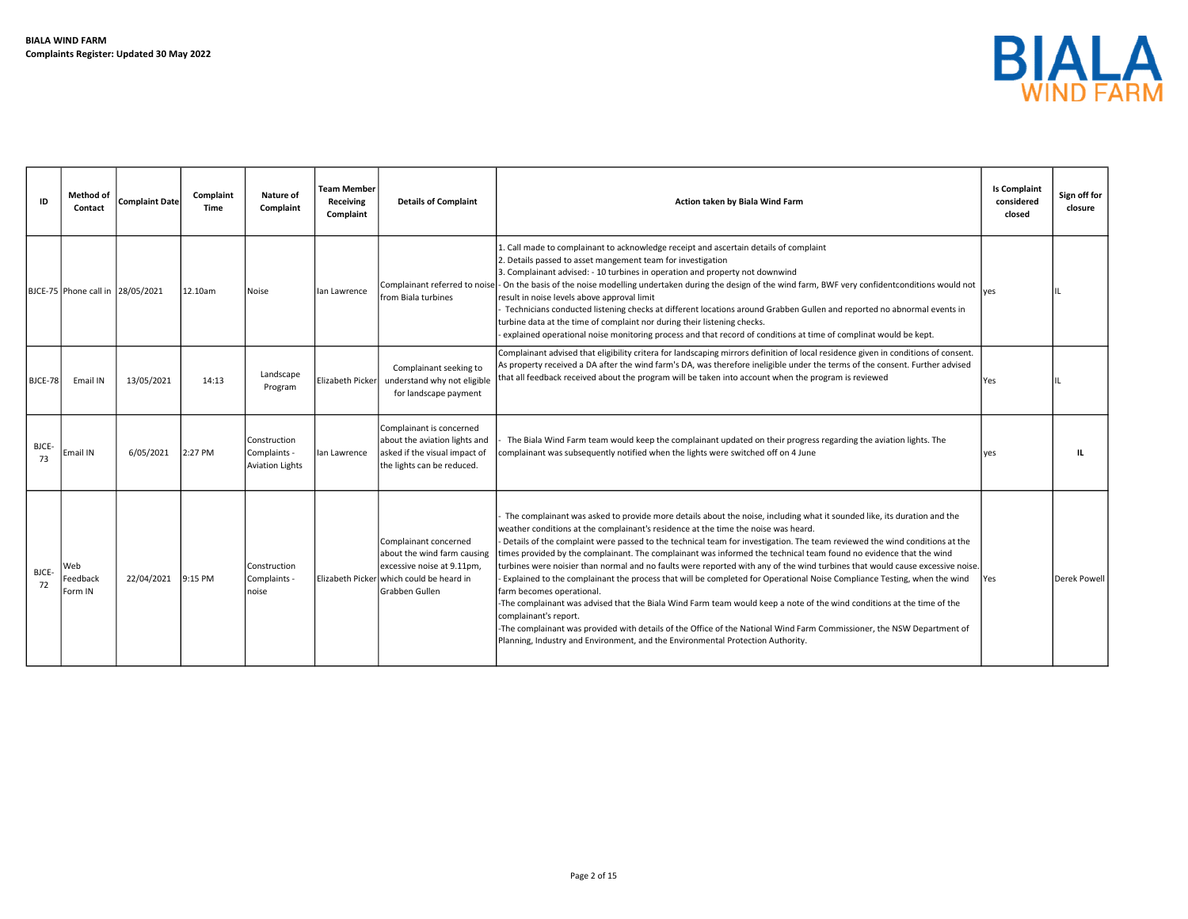**BIALA WIND FARM**
**Complaints Register: Updated 30 May 2022**

BIALA WIND FARM

| ID | Method of Contact | Complaint Date | Complaint Time | Nature of Complaint | Team Member Receiving Complaint | Details of Complaint | Action taken by Biala Wind Farm | Is Complaint considered closed | Sign off for closure |
|---|---|---|---|---|---|---|---|---|---|
| BJCE-75 | Phone call in | 28/05/2021 | 12.10am | Noise | Ian Lawrence | Complainant referred to noise from Biala turbines | 1. Call made to complainant to acknowledge receipt and ascertain details of complaint<br>2. Details passed to asset mangement team for investigation<br>3. Complainant advised: - 10 turbines in operation and property not downwind<br>- On the basis of the noise modelling undertaken during the design of the wind farm, BWF very confidentconditions would not result in noise levels above approval limit<br>- Technicians conducted listening checks at different locations around Grabben Gullen and reported no abnormal events in turbine data at the time of complaint nor during their listening checks.<br>- explained operational noise monitoring process and that record of conditions at time of complinat would be kept. | yes | IL |
| BJCE-78 | Email IN | 13/05/2021 | 14:13 | Landscape Program | Elizabeth Picker | Complainant seeking to understand why not eligible for landscape payment | Complainant advised that eligibility critera for landscaping mirrors definition of local residence given in conditions of consent. As property received a DA after the wind farm's DA, was therefore ineligible under the terms of the consent. Further advised that all feedback received about the program will be taken into account when the program is reviewed | Yes | IL |
| BJCE-73 | Email IN | 6/05/2021 | 2:27 PM | Construction Complaints - Aviation Lights | Ian Lawrence | Complainant is concerned about the aviation lights and asked if the visual impact of the lights can be reduced. | - The Biala Wind Farm team would keep the complainant updated on their progress regarding the aviation lights. The complainant was subsequently notified when the lights were switched off on 4 June | yes | IL |
| BJCE-72 | Web Feedback Form IN | 22/04/2021 | 9:15 PM | Construction Complaints - noise | Elizabeth Picker | Complainant concerned about the wind farm causing excessive noise at 9.11pm, which could be heard in Grabben Gullen | - The complainant was asked to provide more details about the noise, including what it sounded like, its duration and the weather conditions at the complainant's residence at the time the noise was heard.<br>- Details of the complaint were passed to the technical team for investigation. The team reviewed the wind conditions at the times provided by the complainant. The complainant was informed the technical team found no evidence that the wind turbines were noisier than normal and no faults were reported with any of the wind turbines that would cause excessive noise.<br>- Explained to the complainant the process that will be completed for Operational Noise Compliance Testing, when the wind farm becomes operational.<br>-The complainant was advised that the Biala Wind Farm team would keep a note of the wind conditions at the time of the complainant's report.<br>-The complainant was provided with details of the Office of the National Wind Farm Commissioner, the NSW Department of Planning, Industry and Environment, and the Environmental Protection Authority. | Yes | Derek Powell |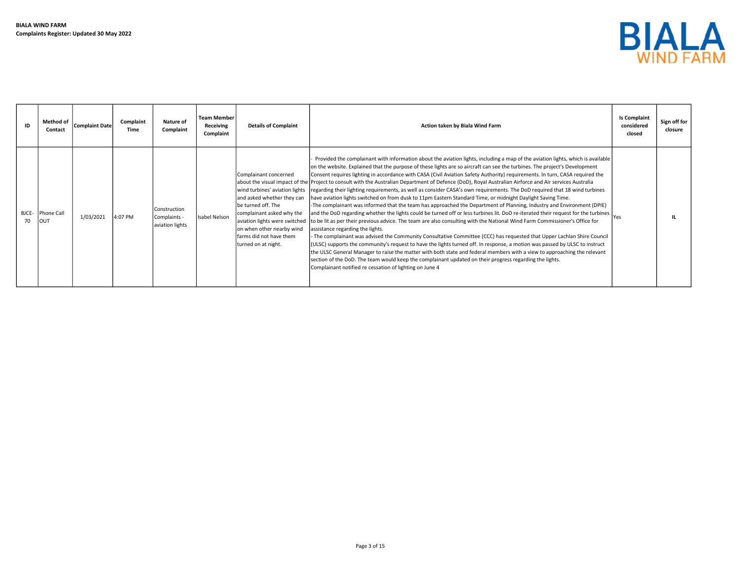**BIALA WIND FARM**
**Complaints Register: Updated 30 May 2022**

BIALA WIND FARM

| ID | Method of Contact | Complaint Date | Complaint Time | Nature of Complaint | Team Member Receiving Complaint | Details of Complaint | Action taken by Biala Wind Farm | Is Complaint considered closed | Sign off for closure |
|---|---|---|---|---|---|---|---|---|---|
| BJCE-70 | Phone Call OUT | 1/03/2021 | 4:07 PM | Construction Complaints - aviation lights | Isabel Nelson | Complainant concerned about the visual impact of the wind turbines' aviation lights and asked whether they can be turned off. The complainant asked why the aviation lights were switched on when other nearby wind farms did not have them turned on at night. | - Provided the complainant with information about the aviation lights, including a map of the aviation lights, which is available on the website. Explained that the purpose of these lights are so aircraft can see the turbines. The project's Development Consent requires lighting in accordance with CASA (Civil Aviation Safety Authority) requirements. In turn, CASA required the Project to consult with the Australian Department of Defence (DoD), Royal Australian Airforce and Air services Australia regarding their lighting requirements, as well as consider CASA's own requirements. The DoD required that 18 wind turbines have aviation lights switched on from dusk to 11pm Eastern Standard Time, or midnight Daylight Saving Time.<br>-The complainant was informed that the team has approached the Department of Planning, Industry and Environment (DPIE) and the DoD regarding whether the lights could be turned off or less turbines lit. DoD re-iterated their request for the turbines to be lit as per their previous advice. The team are also consulting with the National Wind Farm Commissioner's Office for assistance regarding the lights.<br>- The complainant was advised the Community Consultative Committee (CCC) has requested that Upper Lachlan Shire Council (ULSC) supports the community's request to have the lights turned off. In response, a motion was passed by ULSC to instruct the ULSC General Manager to raise the matter with both state and federal members with a view to approaching the relevant section of the DoD. The team would keep the complainant updated on their progress regarding the lights.<br>Complainant notified re cessation of lighting on June 4 | Yes | IL |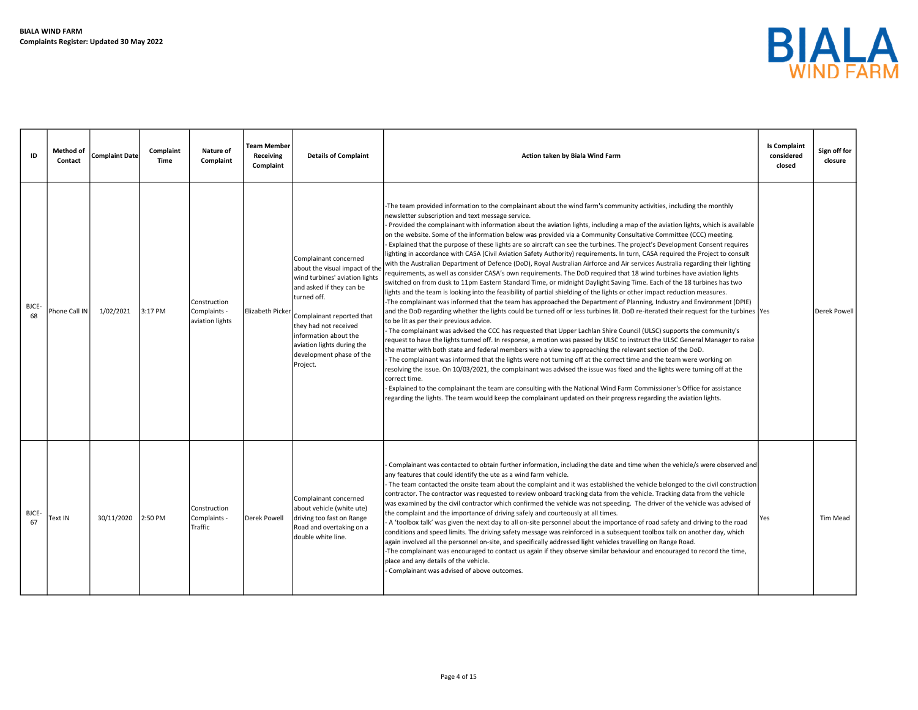**BIALA WIND FARM**
**Complaints Register: Updated 30 May 2022**

| ID | Method of Contact | Complaint Date | Complaint Time | Nature of Complaint | Team Member Receiving Complaint | Details of Complaint | Action taken by Biala Wind Farm | Is Complaint considered closed | Sign off for closure |
|---|---|---|---|---|---|---|---|---|---|
| BJCE-68 | Phone Call IN | 1/02/2021 | 3:17 PM | Construction Complaints - aviation lights | Elizabeth Picker | Complainant concerned about the visual impact of the wind turbines' aviation lights and asked if they can be turned off.<br><br>Complainant reported that they had not received information about the aviation lights during the development phase of the Project. | -The team provided information to the complainant about the wind farm's community activities, including the monthly newsletter subscription and text message service.<br>- Provided the complainant with information about the aviation lights, including a map of the aviation lights, which is available on the website. Some of the information below was provided via a Community Consultative Committee (CCC) meeting.<br>- Explained that the purpose of these lights are so aircraft can see the turbines. The project's Development Consent requires lighting in accordance with CASA (Civil Aviation Safety Authority) requirements. In turn, CASA required the Project to consult with the Australian Department of Defence (DoD), Royal Australian Airforce and Air services Australia regarding their lighting requirements, as well as consider CASA's own requirements. The DoD required that 18 wind turbines have aviation lights switched on from dusk to 11pm Eastern Standard Time, or midnight Daylight Saving Time. Each of the 18 turbines has two lights and the team is looking into the feasibility of partial shielding of the lights or other impact reduction measures.<br>-The complainant was informed that the team has approached the Department of Planning, Industry and Environment (DPIE) and the DoD regarding whether the lights could be turned off or less turbines lit. DoD re-iterated their request for the turbines to be lit as per their previous advice.<br>- The complainant was advised the CCC has requested that Upper Lachlan Shire Council (ULSC) supports the community's request to have the lights turned off. In response, a motion was passed by ULSC to instruct the ULSC General Manager to raise the matter with both state and federal members with a view to approaching the relevant section of the DoD.<br>- The complainant was informed that the lights were not turning off at the correct time and the team were working on resolving the issue. On 10/03/2021, the complainant was advised the issue was fixed and the lights were turning off at the correct time.<br>- Explained to the complainant the team are consulting with the National Wind Farm Commissioner's Office for assistance regarding the lights. The team would keep the complainant updated on their progress regarding the aviation lights. | Yes | Derek Powell |
| BJCE-67 | Text IN | 30/11/2020 | 2:50 PM | Construction Complaints - Traffic | Derek Powell | Complainant concerned about vehicle (white ute) driving too fast on Range Road and overtaking on a double white line. | - Complainant was contacted to obtain further information, including the date and time when the vehicle/s were observed and any features that could identify the ute as a wind farm vehicle.<br>- The team contacted the onsite team about the complaint and it was established the vehicle belonged to the civil construction contractor. The contractor was requested to review onboard tracking data from the vehicle. Tracking data from the vehicle was examined by the civil contractor which confirmed the vehicle was not speeding. The driver of the vehicle was advised of the complaint and the importance of driving safely and courteously at all times.<br>- A 'toolbox talk' was given the next day to all on-site personnel about the importance of road safety and driving to the road conditions and speed limits. The driving safety message was reinforced in a subsequent toolbox talk on another day, which again involved all the personnel on-site, and specifically addressed light vehicles travelling on Range Road.<br>-The complainant was encouraged to contact us again if they observe similar behaviour and encouraged to record the time, place and any details of the vehicle.<br>- Complainant was advised of above outcomes. | Yes | Tim Mead |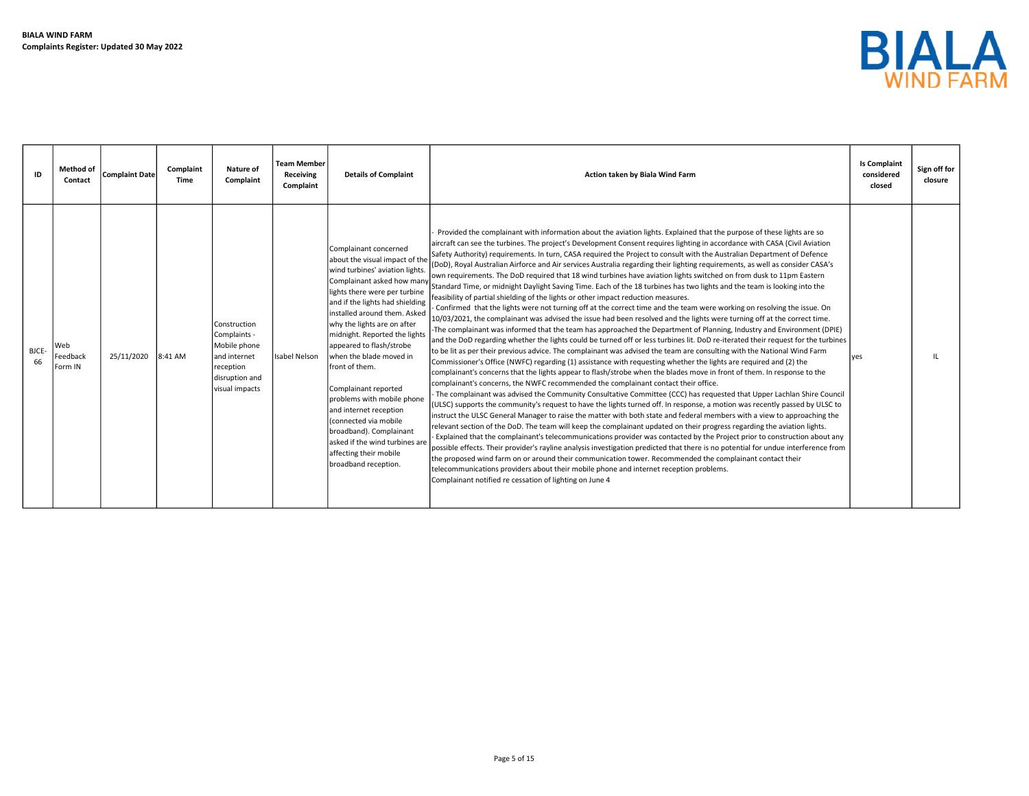**BIALA WIND FARM**
**Complaints Register: Updated 30 May 2022**

BIALA WIND FARM

| ID | Method of Contact | Complaint Date | Complaint Time | Nature of Complaint | Team Member Receiving Complaint | Details of Complaint | Action taken by Biala Wind Farm | Is Complaint considered closed | Sign off for closure |
|---|---|---|---|---|---|---|---|---|---|
| BJCE-66 | Web Feedback Form IN | 25/11/2020 | 8:41 AM | Construction Complaints - Mobile phone and internet reception disruption and visual impacts | Isabel Nelson | Complainant concerned about the visual impact of the wind turbines' aviation lights. Complainant asked how many lights there were per turbine and if the lights had shielding installed around them. Asked why the lights are on after midnight. Reported the lights appeared to flash/strobe when the blade moved in front of them.<br><br>Complainant reported problems with mobile phone and internet reception (connected via mobile broadband). Complainant asked if the wind turbines are affecting their mobile broadband reception. | - Provided the complainant with information about the aviation lights. Explained that the purpose of these lights are so aircraft can see the turbines. The project's Development Consent requires lighting in accordance with CASA (Civil Aviation Safety Authority) requirements. In turn, CASA required the Project to consult with the Australian Department of Defence (DoD), Royal Australian Airforce and Air services Australia regarding their lighting requirements, as well as consider CASA's own requirements. The DoD required that 18 wind turbines have aviation lights switched on from dusk to 11pm Eastern Standard Time, or midnight Daylight Saving Time. Each of the 18 turbines has two lights and the team is looking into the feasibility of partial shielding of the lights or other impact reduction measures.<br>- Confirmed that the lights were not turning off at the correct time and the team were working on resolving the issue. On 10/03/2021, the complainant was advised the issue had been resolved and the lights were turning off at the correct time.<br>-The complainant was informed that the team has approached the Department of Planning, Industry and Environment (DPIE) and the DoD regarding whether the lights could be turned off or less turbines lit. DoD re-iterated their request for the turbines to be lit as per their previous advice. The complainant was advised the team are consulting with the National Wind Farm Commissioner's Office (NWFC) regarding (1) assistance with requesting whether the lights are required and (2) the complainant's concerns that the lights appear to flash/strobe when the blades move in front of them. In response to the complainant's concerns, the NWFC recommended the complainant contact their office.<br>- The complainant was advised the Community Consultative Committee (CCC) has requested that Upper Lachlan Shire Council (ULSC) supports the community's request to have the lights turned off. In response, a motion was recently passed by ULSC to instruct the ULSC General Manager to raise the matter with both state and federal members with a view to approaching the relevant section of the DoD. The team will keep the complainant updated on their progress regarding the aviation lights.<br>- Explained that the complainant's telecommunications provider was contacted by the Project prior to construction about any possible effects. Their provider's rayline analysis investigation predicted that there is no potential for undue interference from the proposed wind farm on or around their communication tower. Recommended the complainant contact their telecommunications providers about their mobile phone and internet reception problems.<br>Complainant notified re cessation of lighting on June 4 | yes | IL |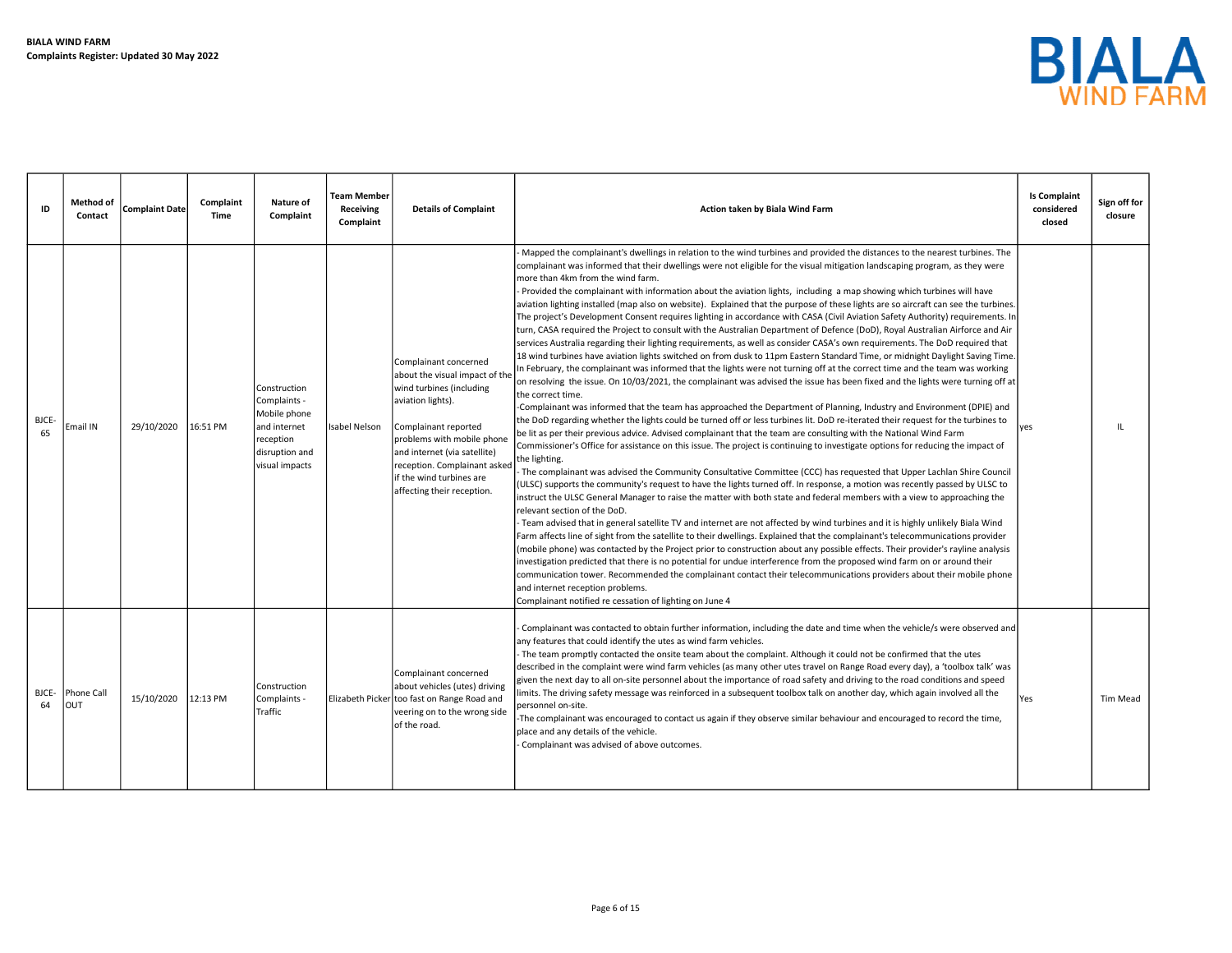**BIALA WIND FARM**
**Complaints Register: Updated 30 May 2022**

| ID | Method of Contact | Complaint Date | Complaint Time | Nature of Complaint | Team Member Receiving Complaint | Details of Complaint | Action taken by Biala Wind Farm | Is Complaint considered closed | Sign off for closure |
|---|---|---|---|---|---|---|---|---|---|
| BJCE-65 | Email IN | 29/10/2020 | 16:51 PM | Construction Complaints - Mobile phone and internet reception disruption and visual impacts | Isabel Nelson | Complainant concerned about the visual impact of the wind turbines (including aviation lights).<br><br>Complainant reported problems with mobile phone and internet (via satellite) reception. Complainant asked if the wind turbines are affecting their reception. | - Mapped the complainant's dwellings in relation to the wind turbines and provided the distances to the nearest turbines. The complainant was informed that their dwellings were not eligible for the visual mitigation landscaping program, as they were more than 4km from the wind farm.<br>- Provided the complainant with information about the aviation lights, including a map showing which turbines will have aviation lighting installed (map also on website). Explained that the purpose of these lights are so aircraft can see the turbines. The project's Development Consent requires lighting in accordance with CASA (Civil Aviation Safety Authority) requirements. In turn, CASA required the Project to consult with the Australian Department of Defence (DoD), Royal Australian Airforce and Air services Australia regarding their lighting requirements, as well as consider CASA's own requirements. The DoD required that 18 wind turbines have aviation lights switched on from dusk to 11pm Eastern Standard Time, or midnight Daylight Saving Time. In February, the complainant was informed that the lights were not turning off at the correct time and the team was working on resolving the issue. On 10/03/2021, the complainant was advised the issue has been fixed and the lights were turning off at the correct time.<br>-Complainant was informed that the team has approached the Department of Planning, Industry and Environment (DPIE) and the DoD regarding whether the lights could be turned off or less turbines lit. DoD re-iterated their request for the turbines to be lit as per their previous advice. Advised complainant that the team are consulting with the National Wind Farm Commissioner's Office for assistance on this issue. The project is continuing to investigate options for reducing the impact of the lighting.<br>- The complainant was advised the Community Consultative Committee (CCC) has requested that Upper Lachlan Shire Council (ULSC) supports the community's request to have the lights turned off. In response, a motion was recently passed by ULSC to instruct the ULSC General Manager to raise the matter with both state and federal members with a view to approaching the relevant section of the DoD.<br>- Team advised that in general satellite TV and internet are not affected by wind turbines and it is highly unlikely Biala Wind Farm affects line of sight from the satellite to their dwellings. Explained that the complainant's telecommunications provider (mobile phone) was contacted by the Project prior to construction about any possible effects. Their provider's rayline analysis investigation predicted that there is no potential for undue interference from the proposed wind farm on or around their communication tower. Recommended the complainant contact their telecommunications providers about their mobile phone and internet reception problems.<br>Complainant notified re cessation of lighting on June 4 | yes | IL |
| BJCE-64 | Phone Call OUT | 15/10/2020 | 12:13 PM | Construction Complaints - Traffic | Elizabeth Picker | Complainant concerned about vehicles (utes) driving too fast on Range Road and veering on to the wrong side of the road. | - Complainant was contacted to obtain further information, including the date and time when the vehicle/s were observed and any features that could identify the utes as wind farm vehicles.<br>- The team promptly contacted the onsite team about the complaint. Although it could not be confirmed that the utes described in the complaint were wind farm vehicles (as many other utes travel on Range Road every day), a 'toolbox talk' was given the next day to all on-site personnel about the importance of road safety and driving to the road conditions and speed limits. The driving safety message was reinforced in a subsequent toolbox talk on another day, which again involved all the personnel on-site.<br>-The complainant was encouraged to contact us again if they observe similar behaviour and encouraged to record the time, place and any details of the vehicle.<br>- Complainant was advised of above outcomes. | Yes | Tim Mead |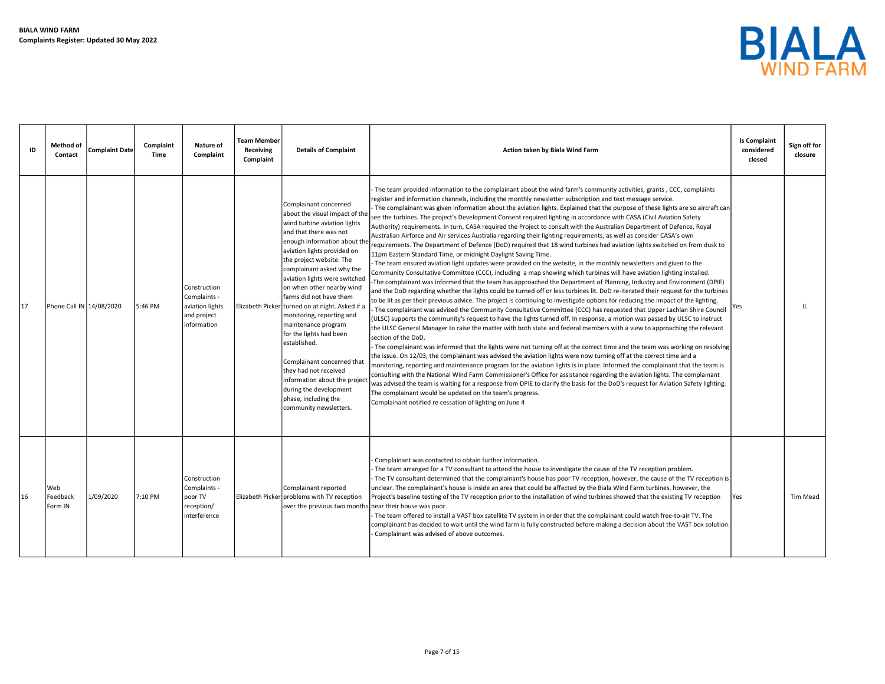**BIALA WIND FARM**
**Complaints Register: Updated 30 May 2022**

| ID | Method of Contact | Complaint Date | Complaint Time | Nature of Complaint | Team Member Receiving Complaint | Details of Complaint | Action taken by Biala Wind Farm | Is Complaint considered closed | Sign off for closure |
|---|---|---|---|---|---|---|---|---|---|
| 17 | Phone Call IN | 14/08/2020 | 5:46 PM | Construction Complaints - aviation lights and project information | Elizabeth Picker | Complainant concerned about the visual impact of the wind turbine aviation lights and that there was not enough information about the aviation lights provided on the project website. The complainant asked why the aviation lights were switched on when other nearby wind farms did not have them turned on at night. Asked if a monitoring, reporting and maintenance program for the lights had been established.<br><br>Complainant concerned that they had not received information about the project during the development phase, including the community newsletters. | - The team provided information to the complainant about the wind farm's community activities, grants , CCC, complaints register and information channels, including the monthly newsletter subscription and text message service.<br>- The complainant was given information about the aviation lights. Explained that the purpose of these lights are so aircraft can see the turbines. The project's Development Consent required lighting in accordance with CASA (Civil Aviation Safety Authority) requirements. In turn, CASA required the Project to consult with the Australian Department of Defence, Royal Australian Airforce and Air services Australia regarding their lighting requirements, as well as consider CASA's own requirements. The Department of Defence (DoD) required that 18 wind turbines had aviation lights switched on from dusk to 11pm Eastern Standard Time, or midnight Daylight Saving Time.<br>- The team ensured aviation light updates were provided on the website, in the monthly newsletters and given to the Community Consultative Committee (CCC), including a map showing which turbines will have aviation lighting installed.<br>-The complainant was informed that the team has approached the Department of Planning, Industry and Environment (DPIE) and the DoD regarding whether the lights could be turned off or less turbines lit. DoD re-iterated their request for the turbines to be lit as per their previous advice. The project is continuing to investigate options for reducing the impact of the lighting.<br>- The complainant was advised the Community Consultative Committee (CCC) has requested that Upper Lachlan Shire Council (ULSC) supports the community's request to have the lights turned off. In response, a motion was passed by ULSC to instruct the ULSC General Manager to raise the matter with both state and federal members with a view to approaching the relevant section of the DoD.<br>- The complainant was informed that the lights were not turning off at the correct time and the team was working on resolving the issue. On 12/03, the complainant was advised the aviation lights were now turning off at the correct time and a monitoring, reporting and maintenance program for the aviation lights is in place. Informed the complainant that the team is consulting with the National Wind Farm Commissioner's Office for assistance regarding the aviation lights. The complainant was advised the team is waiting for a response from DPIE to clarify the basis for the DoD's request for Aviation Safety lighting. The complainant would be updated on the team's progress.<br>Complainant notified re cessation of lighting on June 4 | Yes | IL |
| 16 | Web Feedback Form IN | 1/09/2020 | 7:10 PM | Construction Complaints - poor TV reception/ interference | Elizabeth Picker | Complainant reported problems with TV reception over the previous two months | - Complainant was contacted to obtain further information.<br>- The team arranged for a TV consultant to attend the house to investigate the cause of the TV reception problem.<br>- The TV consultant determined that the complainant's house has poor TV reception, however, the cause of the TV reception is unclear. The complainant's house is inside an area that could be affected by the Biala Wind Farm turbines, however, the Project's baseline testing of the TV reception prior to the installation of wind turbines showed that the existing TV reception near their house was poor.<br>- The team offered to install a VAST box satellite TV system in order that the complainant could watch free-to-air TV. The complainant has decided to wait until the wind farm is fully constructed before making a decision about the VAST box solution.<br>- Complainant was advised of above outcomes. | Yes | Tim Mead |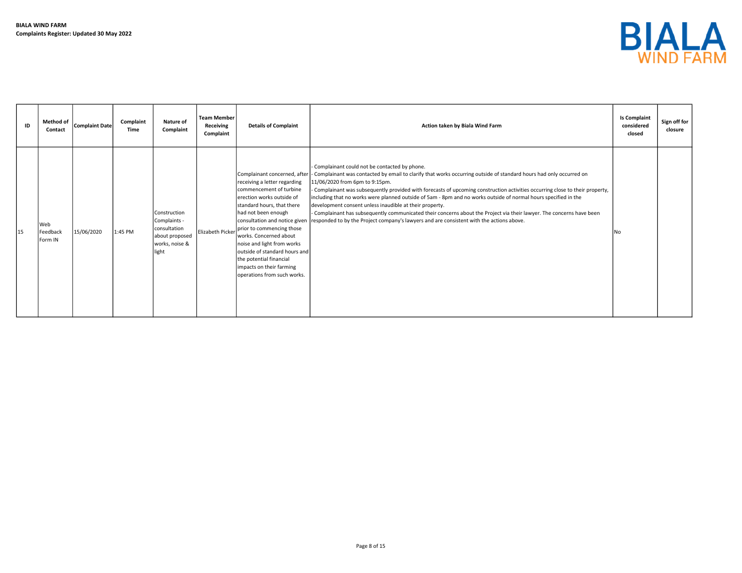**BIALA WIND FARM**
**Complaints Register: Updated 30 May 2022**

| ID | Method of Contact | Complaint Date | Complaint Time | Nature of Complaint | Team Member Receiving Complaint | Details of Complaint | Action taken by Biala Wind Farm | Is Complaint considered closed | Sign off for closure |
|---|---|---|---|---|---|---|---|---|---|
| 15 | Web Feedback Form IN | 15/06/2020 | 1:45 PM | Construction Complaints - consultation about proposed works, noise & light | Elizabeth Picker | Complainant concerned, after receiving a letter regarding commencement of turbine erection works outside of standard hours, that there had not been enough consultation and notice given prior to commencing those works. Concerned about noise and light from works outside of standard hours and the potential financial impacts on their farming operations from such works. | - Complainant could not be contacted by phone.<br>- Complainant was contacted by email to clarify that works occurring outside of standard hours had only occurred on 11/06/2020 from 6pm to 9:15pm.<br>- Complainant was subsequently provided with forecasts of upcoming construction activities occurring close to their property, including that no works were planned outside of 5am - 8pm and no works outside of normal hours specified in the development consent unless inaudible at their property.<br>- Complainant has subsequently communicated their concerns about the Project via their lawyer. The concerns have been responded to by the Project company's lawyers and are consistent with the actions above. | No | |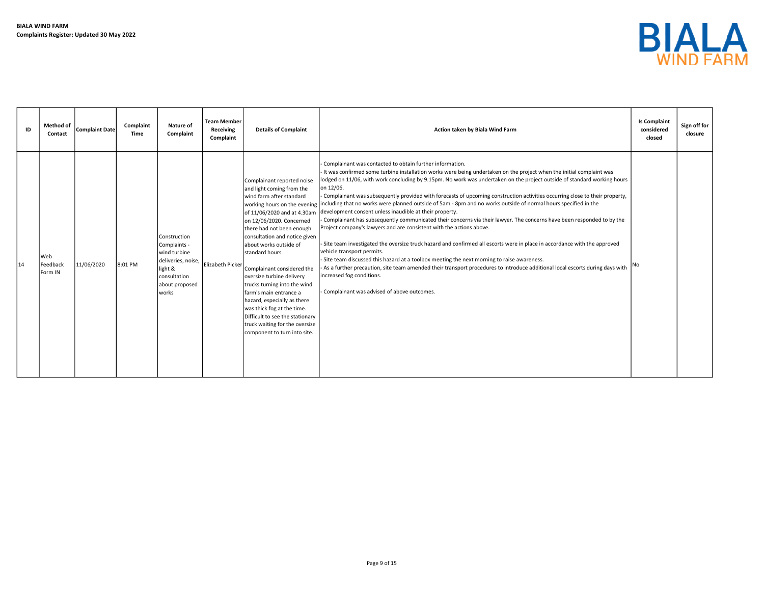**BIALA WIND FARM**
**Complaints Register: Updated 30 May 2022**

BIALA WIND FARM

| ID | Method of Contact | Complaint Date | Complaint Time | Nature of Complaint | Team Member Receiving Complaint | Details of Complaint | Action taken by Biala Wind Farm | Is Complaint considered closed | Sign off for closure |
|---|---|---|---|---|---|---|---|---|---|
| 14 | Web Feedback Form IN | 11/06/2020 | 8:01 PM | Construction Complaints - wind turbine deliveries, noise, light & consultation about proposed works | Elizabeth Picker | Complainant reported noise and light coming from the wind farm after standard working hours on the evening of 11/06/2020 and at 4.30am on 12/06/2020. Concerned there had not been enough consultation and notice given about works outside of standard hours.<br><br>Complainant considered the oversize turbine delivery trucks turning into the wind farm's main entrance a hazard, especially as there was thick fog at the time. Difficult to see the stationary truck waiting for the oversize component to turn into site. | - Complainant was contacted to obtain further information.<br>- It was confirmed some turbine installation works were being undertaken on the project when the initial complaint was lodged on 11/06, with work concluding by 9.15pm. No work was undertaken on the project outside of standard working hours on 12/06.<br>- Complainant was subsequently provided with forecasts of upcoming construction activities occurring close to their property, including that no works were planned outside of 5am - 8pm and no works outside of normal hours specified in the development consent unless inaudible at their property.<br>- Complainant has subsequently communicated their concerns via their lawyer. The concerns have been responded to by the Project company's lawyers and are consistent with the actions above.<br><br>- Site team investigated the oversize truck hazard and confirmed all escorts were in place in accordance with the approved vehicle transport permits.<br>- Site team discussed this hazard at a toolbox meeting the next morning to raise awareness.<br>- As a further precaution, site team amended their transport procedures to introduce additional local escorts during days with increased fog conditions.<br><br>- Complainant was advised of above outcomes. | No | |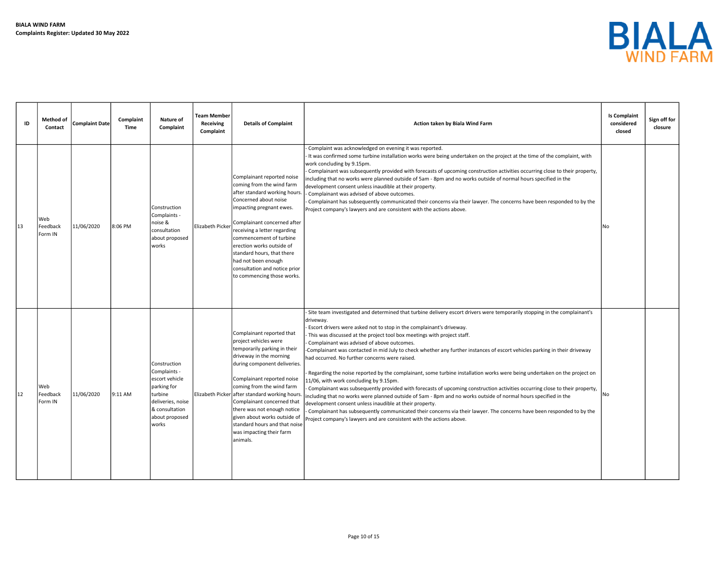**BIALA WIND FARM**
**Complaints Register: Updated 30 May 2022**

| ID | Method of Contact | Complaint Date | Complaint Time | Nature of Complaint | Team Member Receiving Complaint | Details of Complaint | Action taken by Biala Wind Farm | Is Complaint considered closed | Sign off for closure |
|---|---|---|---|---|---|---|---|---|---|
| 13 | Web Feedback Form IN | 11/06/2020 | 8:06 PM | Construction Complaints - noise & consultation about proposed works | Elizabeth Picker | Complainant reported noise coming from the wind farm after standard working hours. Concerned about noise impacting pregnant ewes.<br><br>Complainant concerned after receiving a letter regarding commencement of turbine erection works outside of standard hours, that there had not been enough consultation and notice prior to commencing those works. | - Complaint was acknowledged on evening it was reported.<br>- It was confirmed some turbine installation works were being undertaken on the project at the time of the complaint, with work concluding by 9.15pm.<br>- Complainant was subsequently provided with forecasts of upcoming construction activities occurring close to their property, including that no works were planned outside of 5am - 8pm and no works outside of normal hours specified in the development consent unless inaudible at their property.<br>- Complainant was advised of above outcomes.<br>- Complainant has subsequently communicated their concerns via their lawyer. The concerns have been responded to by the Project company's lawyers and are consistent with the actions above. | No | |
| 12 | Web Feedback Form IN | 11/06/2020 | 9:11 AM | Construction Complaints - escort vehicle parking for turbine deliveries, noise & consultation about proposed works | Elizabeth Picker | Complainant reported that project vehicles were temporarily parking in their driveway in the morning during component deliveries.<br><br>Complainant reported noise coming from the wind farm after standard working hours. Complainant concerned that there was not enough notice given about works outside of standard hours and that noise was impacting their farm animals. | - Site team investigated and determined that turbine delivery escort drivers were temporarily stopping in the complainant's driveway.<br>- Escort drivers were asked not to stop in the complainant's driveway.<br>- This was discussed at the project tool box meetings with project staff.<br>- Complainant was advised of above outcomes.<br>-Complainant was contacted in mid July to check whether any further instances of escort vehicles parking in their driveway had occurred. No further concerns were raised.<br><br>- Regarding the noise reported by the complainant, some turbine installation works were being undertaken on the project on 11/06, with work concluding by 9.15pm.<br>- Complainant was subsequently provided with forecasts of upcoming construction activities occurring close to their property, including that no works were planned outside of 5am - 8pm and no works outside of normal hours specified in the development consent unless inaudible at their property.<br>- Complainant has subsequently communicated their concerns via their lawyer. The concerns have been responded to by the Project company's lawyers and are consistent with the actions above. | No | |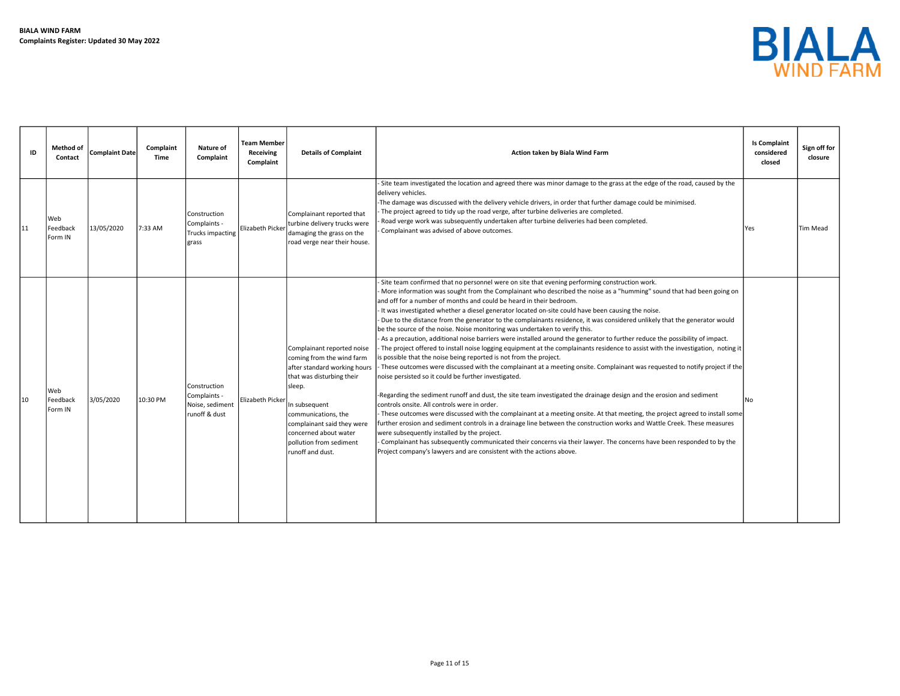**BIALA WIND FARM**
**Complaints Register: Updated 30 May 2022**

BIALA WIND FARM

| ID | Method of Contact | Complaint Date | Complaint Time | Nature of Complaint | Team Member Receiving Complaint | Details of Complaint | Action taken by Biala Wind Farm | Is Complaint considered closed | Sign off for closure |
|---|---|---|---|---|---|---|---|---|---|
| 11 | Web Feedback Form IN | 13/05/2020 | 7:33 AM | Construction Complaints - Trucks impacting grass | Elizabeth Picker | Complainant reported that turbine delivery trucks were damaging the grass on the road verge near their house. | - Site team investigated the location and agreed there was minor damage to the grass at the edge of the road, caused by the delivery vehicles.<br>-The damage was discussed with the delivery vehicle drivers, in order that further damage could be minimised.<br>- The project agreed to tidy up the road verge, after turbine deliveries are completed.<br>- Road verge work was subsequently undertaken after turbine deliveries had been completed.<br>- Complainant was advised of above outcomes. | Yes | Tim Mead |
| 10 | Web Feedback Form IN | 3/05/2020 | 10:30 PM | Construction Complaints - Noise, sediment runoff & dust | Elizabeth Picker | Complainant reported noise coming from the wind farm after standard working hours that was disturbing their sleep.<br><br>In subsequent communications, the complainant said they were concerned about water pollution from sediment runoff and dust. | - Site team confirmed that no personnel were on site that evening performing construction work.<br>- More information was sought from the Complainant who described the noise as a "humming" sound that had been going on and off for a number of months and could be heard in their bedroom.<br>- It was investigated whether a diesel generator located on-site could have been causing the noise.<br>- Due to the distance from the generator to the complainants residence, it was considered unlikely that the generator would be the source of the noise. Noise monitoring was undertaken to verify this.<br>- As a precaution, additional noise barriers were installed around the generator to further reduce the possibility of impact.<br>- The project offered to install noise logging equipment at the complainants residence to assist with the investigation, noting it is possible that the noise being reported is not from the project.<br>- These outcomes were discussed with the complainant at a meeting onsite. Complainant was requested to notify project if the noise persisted so it could be further investigated.<br><br>-Regarding the sediment runoff and dust, the site team investigated the drainage design and the erosion and sediment controls onsite. All controls were in order.<br>- These outcomes were discussed with the complainant at a meeting onsite. At that meeting, the project agreed to install some further erosion and sediment controls in a drainage line between the construction works and Wattle Creek. These measures were subsequently installed by the project.<br>- Complainant has subsequently communicated their concerns via their lawyer. The concerns have been responded to by the Project company's lawyers and are consistent with the actions above. | No | |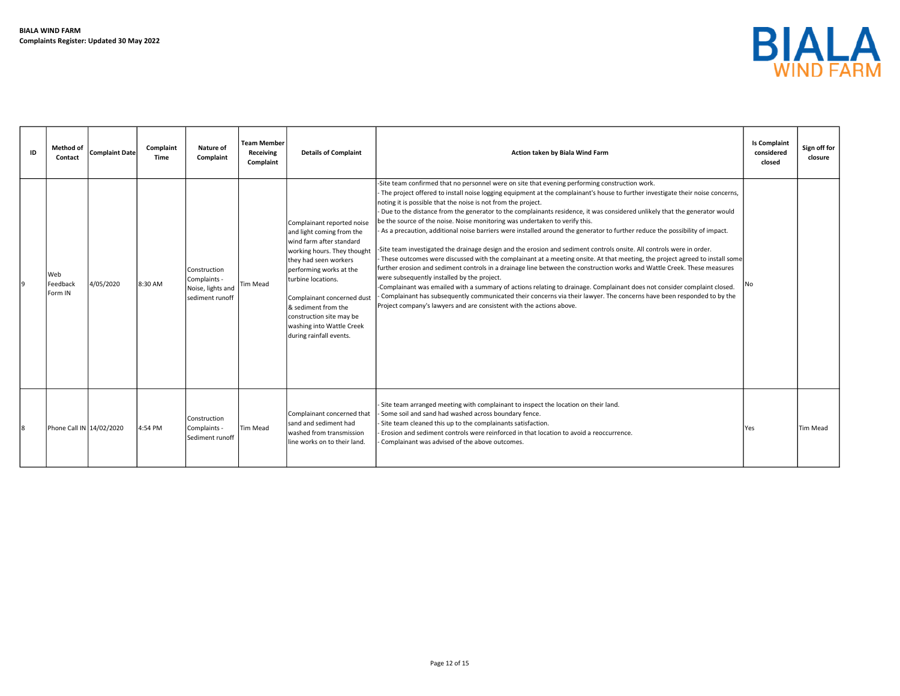**BIALA WIND FARM**
**Complaints Register: Updated 30 May 2022**

| ID | Method of Contact | Complaint Date | Complaint Time | Nature of Complaint | Team Member Receiving Complaint | Details of Complaint | Action taken by Biala Wind Farm | Is Complaint considered closed | Sign off for closure |
|---|---|---|---|---|---|---|---|---|---|
| 9 | Web Feedback Form IN | 4/05/2020 | 8:30 AM | Construction Complaints - Noise, lights and sediment runoff | Tim Mead | Complainant reported noise and light coming from the wind farm after standard working hours. They thought they had seen workers performing works at the turbine locations.<br><br>Complainant concerned dust & sediment from the construction site may be washing into Wattle Creek during rainfall events. | -Site team confirmed that no personnel were on site that evening performing construction work.<br>- The project offered to install noise logging equipment at the complainant's house to further investigate their noise concerns, noting it is possible that the noise is not from the project.<br>- Due to the distance from the generator to the complainants residence, it was considered unlikely that the generator would be the source of the noise. Noise monitoring was undertaken to verify this.<br>- As a precaution, additional noise barriers were installed around the generator to further reduce the possibility of impact.<br><br>-Site team investigated the drainage design and the erosion and sediment controls onsite. All controls were in order.<br>- These outcomes were discussed with the complainant at a meeting onsite. At that meeting, the project agreed to install some further erosion and sediment controls in a drainage line between the construction works and Wattle Creek. These measures were subsequently installed by the project.<br>-Complainant was emailed with a summary of actions relating to drainage. Complainant does not consider complaint closed.<br>- Complainant has subsequently communicated their concerns via their lawyer. The concerns have been responded to by the Project company's lawyers and are consistent with the actions above. | No | |
| 8 | Phone Call IN | 14/02/2020 | 4:54 PM | Construction Complaints - Sediment runoff | Tim Mead | Complainant concerned that sand and sediment had washed from transmission line works on to their land. | - Site team arranged meeting with complainant to inspect the location on their land.<br>- Some soil and sand had washed across boundary fence.<br>- Site team cleaned this up to the complainants satisfaction.<br>- Erosion and sediment controls were reinforced in that location to avoid a reoccurrence.<br>- Complainant was advised of the above outcomes. | Yes | Tim Mead |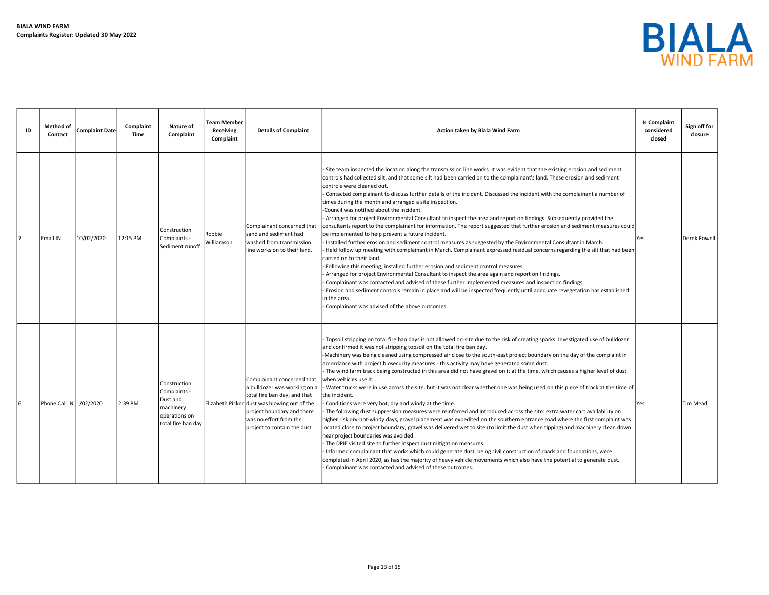**BIALA WIND FARM**
**Complaints Register: Updated 30 May 2022**

| ID | Method of Contact | Complaint Date | Complaint Time | Nature of Complaint | Team Member Receiving Complaint | Details of Complaint | Action taken by Biala Wind Farm | Is Complaint considered closed | Sign off for closure |
|---|---|---|---|---|---|---|---|---|---|
| 7 | Email IN | 10/02/2020 | 12:15 PM | Construction Complaints - Sediment runoff | Robbie Williamson | Complainant concerned that sand and sediment had washed from transmission line works on to their land. | - Site team inspected the location along the transmission line works. It was evident that the existing erosion and sediment controls had collected silt, and that some silt had been carried on to the complainant's land. These erosion and sediment controls were cleaned out.<br>- Contacted complainant to discuss further details of the incident. Discussed the incident with the complainant a number of times during the month and arranged a site inspection.<br>-Council was notified about the incident.<br>- Arranged for project Environmental Consultant to inspect the area and report on findings. Subsequently provided the consultants report to the complainant for information. The report suggested that further erosion and sediment measures could be implemented to help prevent a future incident.<br>- Installed further erosion and sediment control measures as suggested by the Environmental Consultant in March.<br>- Held follow up meeting with complainant in March. Complainant expressed residual concerns regarding the silt that had been carried on to their land.<br>- Following this meeting, installed further erosion and sediment control measures.<br>- Arranged for project Environmental Consultant to inspect the area again and report on findings.<br>- Complainant was contacted and advised of these further implemented measures and inspection findings.<br>- Erosion and sediment controls remain in place and will be inspected frequently until adequate revegetation has established in the area.<br>- Complainant was advised of the above outcomes. | Yes | Derek Powell |
| 6 | Phone Call IN | 1/02/2020 | 2:39 PM | Construction Complaints - Dust and machinery operations on total fire ban day | Elizabeth Picker | Complainant concerned that a bulldozer was working on a total fire ban day, and that dust was blowing out of the project boundary and there was no effort from the project to contain the dust. | - Topsoil stripping on total fire ban days is not allowed on-site due to the risk of creating sparks. Investigated use of bulldozer and confirmed it was not stripping topsoil on the total fire ban day.<br>-Machinery was being cleaned using compressed air close to the south-east project boundary on the day of the complaint in accordance with project biosecurity measures - this activity may have generated some dust.<br>- The wind farm track being constructed in this area did not have gravel on it at the time, which causes a higher level of dust when vehicles use it.<br>- Water trucks were in use across the site, but it was not clear whether one was being used on this piece of track at the time of the incident.<br>- Conditions were very hot, dry and windy at the time.<br>- The following dust suppression measures were reinforced and introduced across the site: extra water cart availability on higher risk dry-hot-windy days, gravel placement was expedited on the southern entrance road where the first complaint was located close to project boundary, gravel was delivered wet to site (to limit the dust when tipping) and machinery clean down near project boundaries was avoided.<br>- The DPIE visited site to further inspect dust mitigation measures.<br>- Informed complainant that works which could generate dust, being civil construction of roads and foundations, were completed in April 2020, as has the majority of heavy vehicle movements which also have the potential to generate dust.<br>- Complainant was contacted and advised of these outcomes. | Yes | Tim Mead |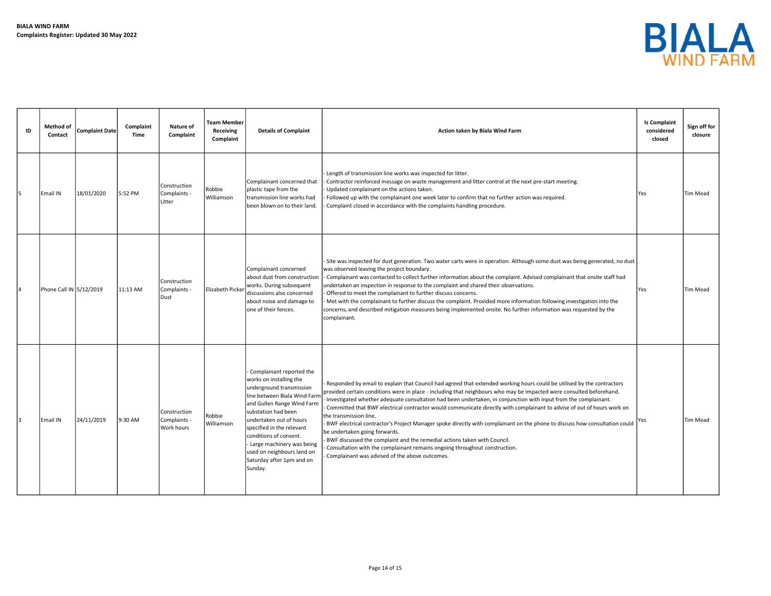**BIALA WIND FARM**
**Complaints Register: Updated 30 May 2022**

BIALA WIND FARM

| ID | Method of Contact | Complaint Date | Complaint Time | Nature of Complaint | Team Member Receiving Complaint | Details of Complaint | Action taken by Biala Wind Farm | Is Complaint considered closed | Sign off for closure |
|---|---|---|---|---|---|---|---|---|---|
| 5 | Email IN | 18/01/2020 | 5:52 PM | Construction Complaints - Litter | Robbie Williamson | Complainant concerned that plastic tape from the transmission line works had been blown on to their land. | - Length of transmission line works was inspected for litter.<br>- Contractor reinforced message on waste management and litter control at the next pre-start meeting.<br>- Updated complainant on the actions taken.<br>- Followed up with the complainant one week later to confirm that no further action was required.<br>- Complaint closed in accordance with the complaints handling procedure. | Yes | Tim Mead |
| 4 | Phone Call IN | 5/12/2019 | 11:13 AM | Construction Complaints - Dust | Elizabeth Picker | Complainant concerned about dust from construction works. During subsequent discussions also concerned about noise and damage to one of their fences. | - Site was inspected for dust generation. Two water carts were in operation. Although some dust was being generated, no dust was observed leaving the project boundary.<br>- Complainant was contacted to collect further information about the complaint. Advised complainant that onsite staff had undertaken an inspection in response to the complaint and shared their observations.<br>- Offered to meet the complainant to further discuss concerns.<br>- Met with the complainant to further discuss the complaint. Provided more information following investigation into the concerns, and described mitigation measures being implemented onsite. No further information was requested by the complainant. | Yes | Tim Mead |
| 3 | Email IN | 24/11/2019 | 9:30 AM | Construction Complaints - Work hours | Robbie Williamson | - Complainant reported the works on installing the underground transmission line between Biala Wind Farm and Gullen Range Wind Farm substation had been undertaken out of hours specified in the relevant conditions of consent.<br>- Large machinery was being used on neighbours land on Saturday after 1pm and on Sunday. | - Responded by email to explain that Council had agreed that extended working hours could be utilised by the contractors provided certain conditions were in place - including that neighbours who may be impacted were consulted beforehand.<br>- Investigated whether adequate consultation had been undertaken, in conjunction with input from the complainant.<br>- Committed that BWF electrical contractor would communicate directly with complainant to advise of out of hours work on the transmission line.<br>- BWF electrical contractor's Project Manager spoke directly with complainant on the phone to discuss how consultation could be undertaken going forwards.<br>- BWF discussed the complaint and the remedial actions taken with Council.<br>- Consultation with the complainant remains ongoing throughout construction.<br>- Complainant was advised of the above outcomes. | Yes | Tim Mead |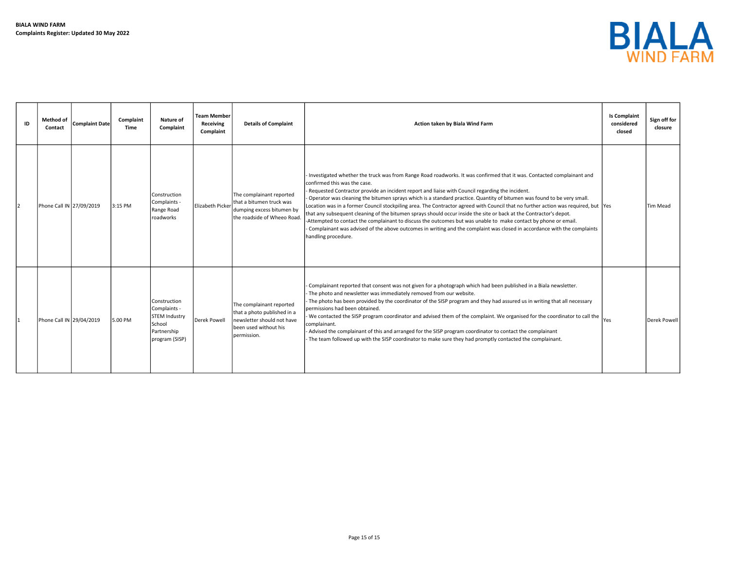**BIALA WIND FARM**
**Complaints Register: Updated 30 May 2022**

BIALA WIND FARM

| ID | Method of Contact | Complaint Date | Complaint Time | Nature of Complaint | Team Member Receiving Complaint | Details of Complaint | Action taken by Biala Wind Farm | Is Complaint considered closed | Sign off for closure |
|---|---|---|---|---|---|---|---|---|---|
| 2 | Phone Call IN | 27/09/2019 | 3:15 PM | Construction Complaints - Range Road roadworks | Elizabeth Picker | The complainant reported that a bitumen truck was dumping excess bitumen by the roadside of Wheeo Road. | - Investigated whether the truck was from Range Road roadworks. It was confirmed that it was. Contacted complainant and confirmed this was the case.<br>- Requested Contractor provide an incident report and liaise with Council regarding the incident.<br>- Operator was cleaning the bitumen sprays which is a standard practice. Quantity of bitumen was found to be very small. Location was in a former Council stockpiling area. The Contractor agreed with Council that no further action was required, but that any subsequent cleaning of the bitumen sprays should occur inside the site or back at the Contractor's depot.<br>-Attempted to contact the complainant to discuss the outcomes but was unable to make contact by phone or email.<br>- Complainant was advised of the above outcomes in writing and the complaint was closed in accordance with the complaints handling procedure. | Yes | Tim Mead |
| 1 | Phone Call IN | 29/04/2019 | 5.00 PM | Construction Complaints - STEM Industry School Partnership program (SISP) | Derek Powell | The complainant reported that a photo published in a newsletter should not have been used without his permission. | - Complainant reported that consent was not given for a photograph which had been published in a Biala newsletter.<br>- The photo and newsletter was immediately removed from our website.<br>- The photo has been provided by the coordinator of the SISP program and they had assured us in writing that all necessary permissions had been obtained.<br>- We contacted the SISP program coordinator and advised them of the complaint. We organised for the coordinator to call the complainant.<br>- Advised the complainant of this and arranged for the SISP program coordinator to contact the complainant<br>- The team followed up with the SISP coordinator to make sure they had promptly contacted the complainant. | Yes | Derek Powell |